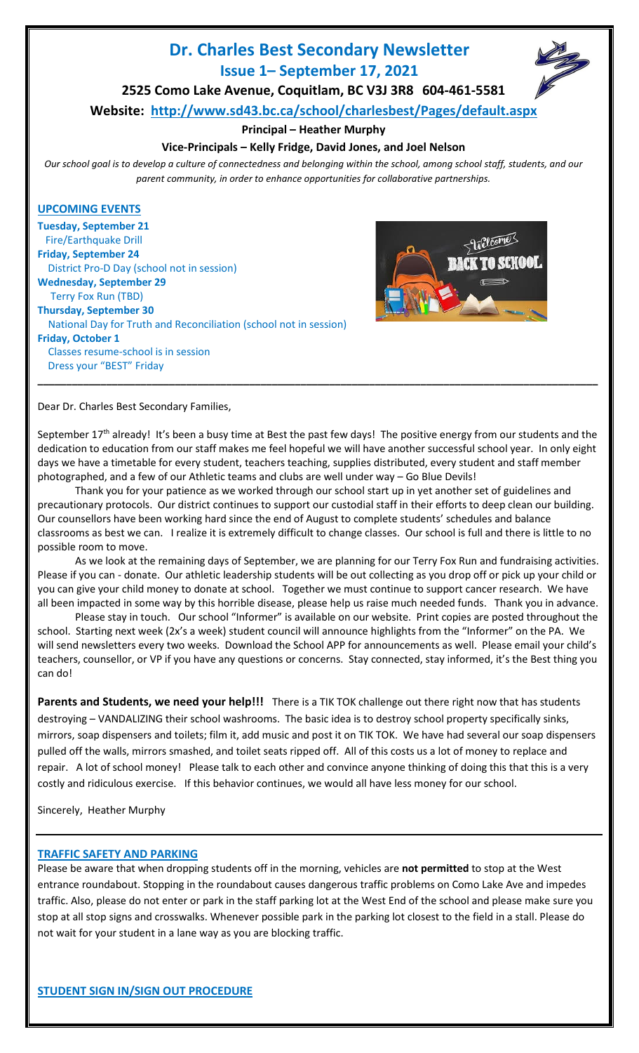# Dr. Charles Best Secondary Newsletter

## Issue 1– September 17, 2021

**2525 Como Lake Avenue, Coquitlam, BC V3J 3R8 604-461-5581**

**Website: http://www.sd43.bc.ca/school/charlesbest/Pages/default.aspx**

**Principal – Heather Murphy**

**Vice-Principals – Kelly Fridge, David Jones, and Joel Nelson**

*Our school goal is to develop a culture of connectedness and belonging within the school, among school staff, students, and our parent community, in order to enhance opportunities for collaborative partnerships.*

### UPCOMING EVENTS

**Tuesday, September 21**
Fire/Earthquake Drill

**Friday, September 24**
District Pro-D Day (school not in session)

**Wednesday, September 29**
Terry Fox Run (TBD)

**Thursday, September 30**
National Day for Truth and Reconciliation (school not in session)

**Friday, October 1**
Classes resume-school is in session
Dress your "BEST" Friday

---

Dear Dr. Charles Best Secondary Families,

September 17th already! It's been a busy time at Best the past few days! The positive energy from our students and the dedication to education from our staff makes me feel hopeful we will have another successful school year. In only eight days we have a timetable for every student, teachers teaching, supplies distributed, every student and staff member photographed, and a few of our Athletic teams and clubs are well under way – Go Blue Devils!

Thank you for your patience as we worked through our school start up in yet another set of guidelines and precautionary protocols. Our district continues to support our custodial staff in their efforts to deep clean our building. Our counsellors have been working hard since the end of August to complete students' schedules and balance classrooms as best we can. I realize it is extremely difficult to change classes. Our school is full and there is little to no possible room to move.

As we look at the remaining days of September, we are planning for our Terry Fox Run and fundraising activities. Please if you can - donate. Our athletic leadership students will be out collecting as you drop off or pick up your child or you can give your child money to donate at school. Together we must continue to support cancer research. We have all been impacted in some way by this horrible disease, please help us raise much needed funds. Thank you in advance.

Please stay in touch. Our school "Informer" is available on our website. Print copies are posted throughout the school. Starting next week (2x's a week) student council will announce highlights from the "Informer" on the PA. We will send newsletters every two weeks. Download the School APP for announcements as well. Please email your child's teachers, counsellor, or VP if you have any questions or concerns. Stay connected, stay informed, it's the Best thing you can do!

**Parents and Students, we need your help!!!** There is a TIK TOK challenge out there right now that has students destroying – VANDALIZING their school washrooms. The basic idea is to destroy school property specifically sinks, mirrors, soap dispensers and toilets; film it, add music and post it on TIK TOK. We have had several our soap dispensers pulled off the walls, mirrors smashed, and toilet seats ripped off. All of this costs us a lot of money to replace and repair. A lot of school money! Please talk to each other and convince anyone thinking of doing this that this is a very costly and ridiculous exercise. If this behavior continues, we would all have less money for our school.

Sincerely, Heather Murphy

---

### TRAFFIC SAFETY AND PARKING

Please be aware that when dropping students off in the morning, vehicles are **not permitted** to stop at the West entrance roundabout. Stopping in the roundabout causes dangerous traffic problems on Como Lake Ave and impedes traffic. Also, please do not enter or park in the staff parking lot at the West End of the school and please make sure you stop at all stop signs and crosswalks. Whenever possible park in the parking lot closest to the field in a stall. Please do not wait for your student in a lane way as you are blocking traffic.

### STUDENT SIGN IN/SIGN OUT PROCEDURE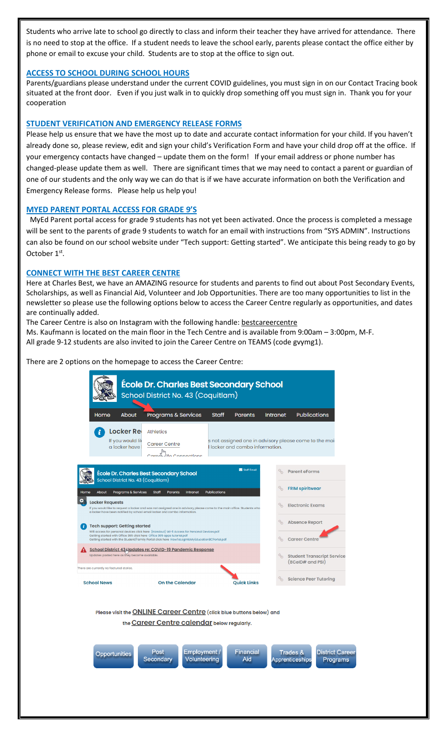Students who arrive late to school go directly to class and inform their teacher they have arrived for attendance. There is no need to stop at the office. If a student needs to leave the school early, parents please contact the office either by phone or email to excuse your child. Students are to stop at the office to sign out.

## ACCESS TO SCHOOL DURING SCHOOL HOURS

Parents/guardians please understand under the current COVID guidelines, you must sign in on our Contact Tracing book situated at the front door. Even if you just walk in to quickly drop something off you must sign in. Thank you for your cooperation

## STUDENT VERIFICATION AND EMERGENCY RELEASE FORMS

Please help us ensure that we have the most up to date and accurate contact information for your child. If you haven't already done so, please review, edit and sign your child's Verification Form and have your child drop off at the office. If your emergency contacts have changed – update them on the form! If your email address or phone number has changed-please update them as well. There are significant times that we may need to contact a parent or guardian of one of our students and the only way we can do that is if we have accurate information on both the Verification and Emergency Release forms. Please help us help you!

## MYED PARENT PORTAL ACCESS FOR GRADE 9'S

MyEd Parent portal access for grade 9 students has not yet been activated. Once the process is completed a message will be sent to the parents of grade 9 students to watch for an email with instructions from "SYS ADMIN". Instructions can also be found on our school website under "Tech support: Getting started". We anticipate this being ready to go by October 1st.

## CONNECT WITH THE BEST CAREER CENTRE

Here at Charles Best, we have an AMAZING resource for students and parents to find out about Post Secondary Events, Scholarships, as well as Financial Aid, Volunteer and Job Opportunities. There are too many opportunities to list in the newsletter so please use the following options below to access the Career Centre regularly as opportunities, and dates are continually added.

The Career Centre is also on Instagram with the following handle: bestcareercentre

Ms. Kaufmann is located on the main floor in the Tech Centre and is available from 9:00am – 3:00pm, M-F.

All grade 9-12 students are also invited to join the Career Centre on TEAMS (code gvymg1).

There are 2 options on the homepage to access the Career Centre:

École Dr. Charles Best Secondary School
School District No. 43 (Coquitlam)

Home | About | Programs & Services | Staff | Parents | Intranet | Publications

Athletics
Career Centre

Locker Requests
Tech support: Getting started
School District 43 Updates re: COVID-19 Pandemic Response

School News | On the Calendar | Quick Links

Parent eForms
FRIM spiritwear
Electronic Exams
Absence Report
Career Centre
Student Transcript Service (BCeID# and PSI)
Science Peer Tutoring

Please visit the ONLINE Career Centre (click blue buttons below) and the Career Centre calendar below regularly.

Opportunities | Post Secondary | Employment / Volunteering | Financial Aid | Trades & Apprenticeships | District Career Programs